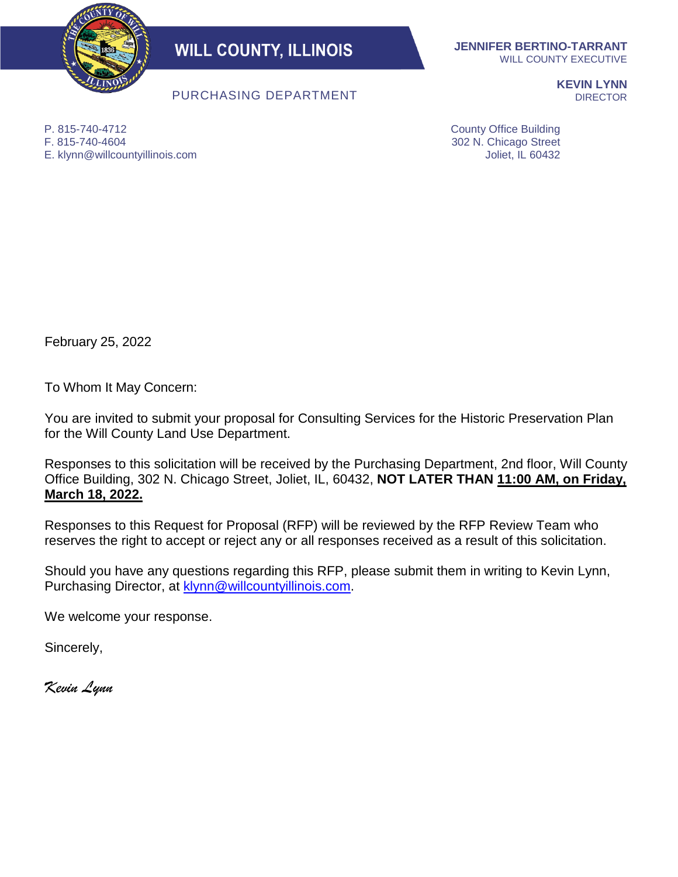# WILL COUNTY, ILLINOIS

PURCHASING DEPARTMENT

**JENNIFER BERTINO-TARRANT**
WILL COUNTY EXECUTIVE

**KEVIN LYNN**
DIRECTOR

P. 815-740-4712
F. 815-740-4604
E. klynn@willcountyillinois.com

County Office Building
302 N. Chicago Street
Joliet, IL 60432

February 25, 2022

To Whom It May Concern:

You are invited to submit your proposal for Consulting Services for the Historic Preservation Plan for the Will County Land Use Department.

Responses to this solicitation will be received by the Purchasing Department, 2nd floor, Will County Office Building, 302 N. Chicago Street, Joliet, IL, 60432, **NOT LATER THAN <u>11:00 AM, on Friday, March 18, 2022.</u>**

Responses to this Request for Proposal (RFP) will be reviewed by the RFP Review Team who reserves the right to accept or reject any or all responses received as a result of this solicitation.

Should you have any questions regarding this RFP, please submit them in writing to Kevin Lynn, Purchasing Director, at klynn@willcountyillinois.com.

We welcome your response.

Sincerely,

*Kevin Lynn*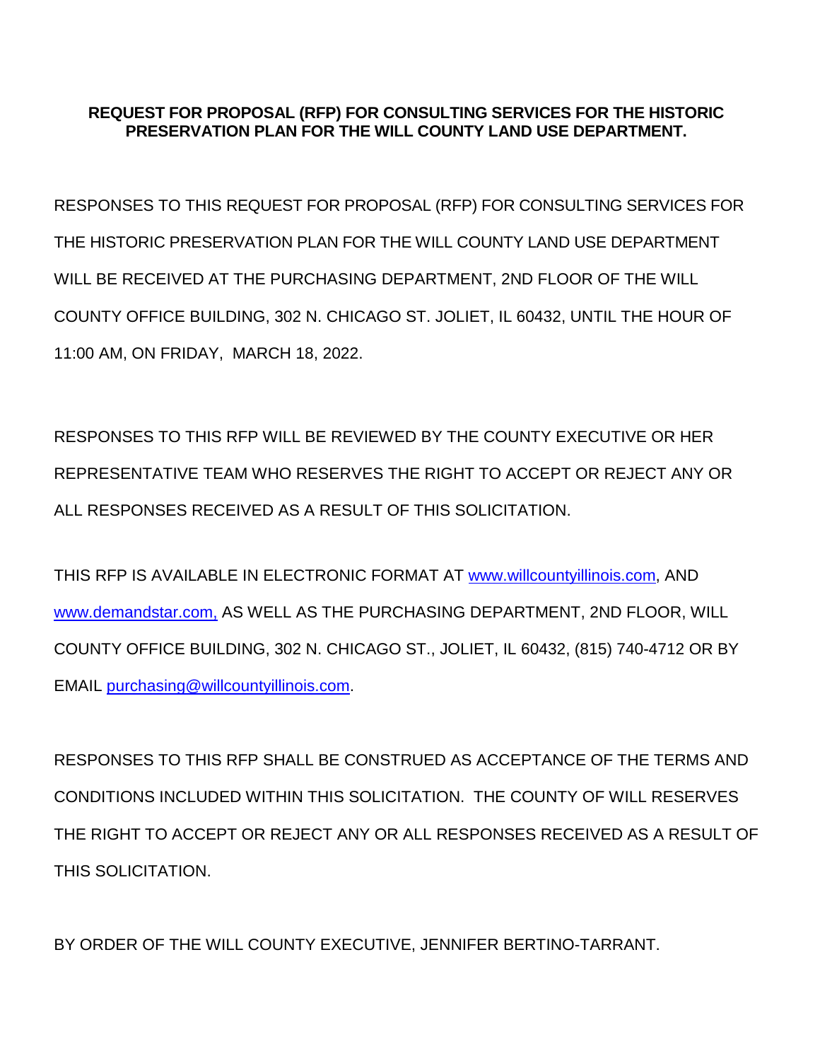**REQUEST FOR PROPOSAL (RFP) FOR CONSULTING SERVICES FOR THE HISTORIC PRESERVATION PLAN FOR THE WILL COUNTY LAND USE DEPARTMENT.**

RESPONSES TO THIS REQUEST FOR PROPOSAL (RFP) FOR CONSULTING SERVICES FOR THE HISTORIC PRESERVATION PLAN FOR THE WILL COUNTY LAND USE DEPARTMENT WILL BE RECEIVED AT THE PURCHASING DEPARTMENT, 2ND FLOOR OF THE WILL COUNTY OFFICE BUILDING, 302 N. CHICAGO ST. JOLIET, IL 60432, UNTIL THE HOUR OF 11:00 AM, ON FRIDAY, MARCH 18, 2022.

RESPONSES TO THIS RFP WILL BE REVIEWED BY THE COUNTY EXECUTIVE OR HER REPRESENTATIVE TEAM WHO RESERVES THE RIGHT TO ACCEPT OR REJECT ANY OR ALL RESPONSES RECEIVED AS A RESULT OF THIS SOLICITATION.

THIS RFP IS AVAILABLE IN ELECTRONIC FORMAT AT www.willcountyillinois.com, AND www.demandstar.com, AS WELL AS THE PURCHASING DEPARTMENT, 2ND FLOOR, WILL COUNTY OFFICE BUILDING, 302 N. CHICAGO ST., JOLIET, IL 60432, (815) 740-4712 OR BY EMAIL purchasing@willcountyillinois.com.

RESPONSES TO THIS RFP SHALL BE CONSTRUED AS ACCEPTANCE OF THE TERMS AND CONDITIONS INCLUDED WITHIN THIS SOLICITATION. THE COUNTY OF WILL RESERVES THE RIGHT TO ACCEPT OR REJECT ANY OR ALL RESPONSES RECEIVED AS A RESULT OF THIS SOLICITATION.

BY ORDER OF THE WILL COUNTY EXECUTIVE, JENNIFER BERTINO-TARRANT.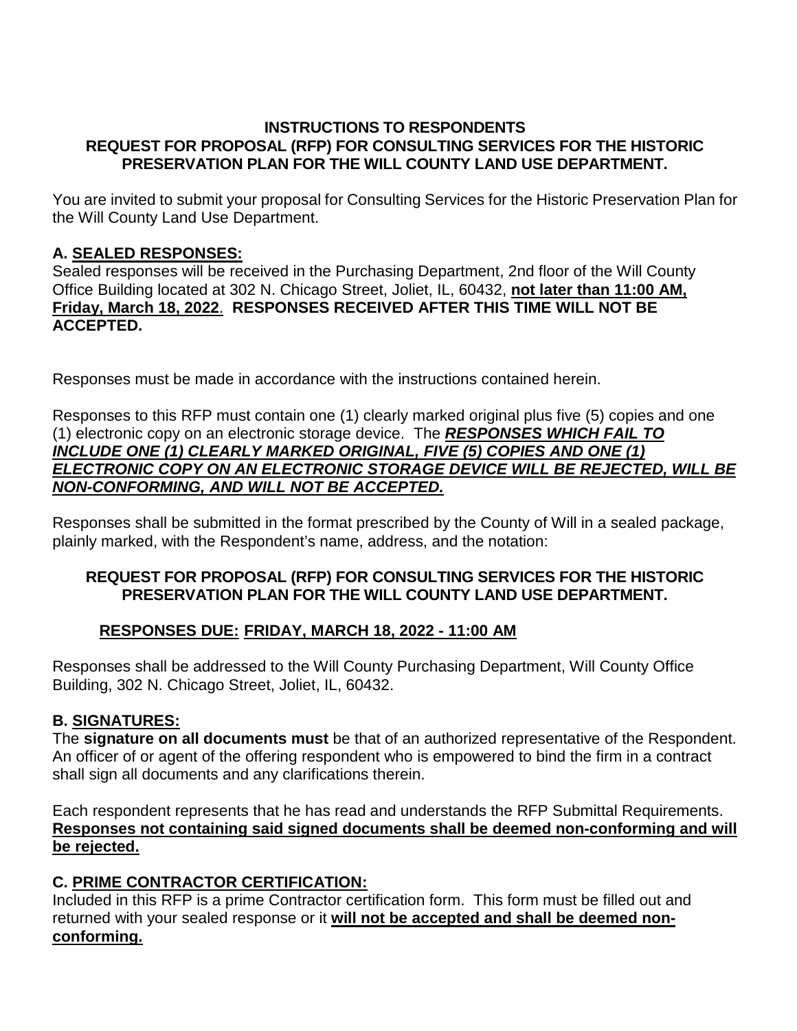**INSTRUCTIONS TO RESPONDENTS**
**REQUEST FOR PROPOSAL (RFP) FOR CONSULTING SERVICES FOR THE HISTORIC PRESERVATION PLAN FOR THE WILL COUNTY LAND USE DEPARTMENT.**

You are invited to submit your proposal for Consulting Services for the Historic Preservation Plan for the Will County Land Use Department.

## A. SEALED RESPONSES:

Sealed responses will be received in the Purchasing Department, 2nd floor of the Will County Office Building located at 302 N. Chicago Street, Joliet, IL, 60432, **not later than 11:00 AM, Friday, March 18, 2022**. **RESPONSES RECEIVED AFTER THIS TIME WILL NOT BE ACCEPTED.**

Responses must be made in accordance with the instructions contained herein.

Responses to this RFP must contain one (1) clearly marked original plus five (5) copies and one (1) electronic copy on an electronic storage device. The ***RESPONSES WHICH FAIL TO INCLUDE ONE (1) CLEARLY MARKED ORIGINAL, FIVE (5) COPIES AND ONE (1) ELECTRONIC COPY ON AN ELECTRONIC STORAGE DEVICE WILL BE REJECTED, WILL BE NON-CONFORMING, AND WILL NOT BE ACCEPTED.***

Responses shall be submitted in the format prescribed by the County of Will in a sealed package, plainly marked, with the Respondent's name, address, and the notation:

**REQUEST FOR PROPOSAL (RFP) FOR CONSULTING SERVICES FOR THE HISTORIC PRESERVATION PLAN FOR THE WILL COUNTY LAND USE DEPARTMENT.**

**RESPONSES DUE: FRIDAY, MARCH 18, 2022 - 11:00 AM**

Responses shall be addressed to the Will County Purchasing Department, Will County Office Building, 302 N. Chicago Street, Joliet, IL, 60432.

## B. SIGNATURES:

The **signature on all documents must** be that of an authorized representative of the Respondent. An officer of or agent of the offering respondent who is empowered to bind the firm in a contract shall sign all documents and any clarifications therein.

Each respondent represents that he has read and understands the RFP Submittal Requirements. **Responses not containing said signed documents shall be deemed non-conforming and will be rejected.**

## C. PRIME CONTRACTOR CERTIFICATION:

Included in this RFP is a prime Contractor certification form. This form must be filled out and returned with your sealed response or it **will not be accepted and shall be deemed non-conforming.**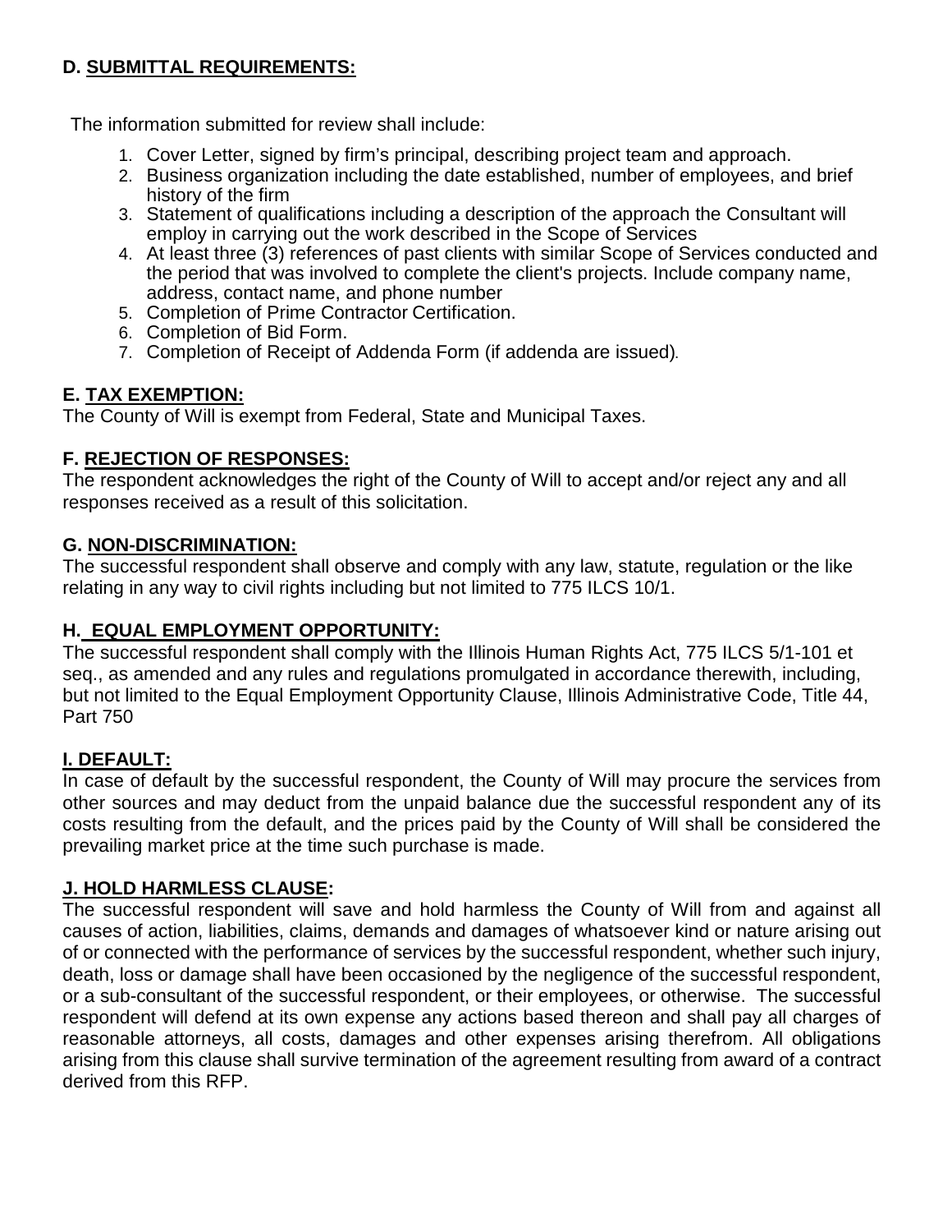## D. SUBMITTAL REQUIREMENTS:

The information submitted for review shall include:

1. Cover Letter, signed by firm's principal, describing project team and approach.
2. Business organization including the date established, number of employees, and brief history of the firm
3. Statement of qualifications including a description of the approach the Consultant will employ in carrying out the work described in the Scope of Services
4. At least three (3) references of past clients with similar Scope of Services conducted and the period that was involved to complete the client's projects. Include company name, address, contact name, and phone number
5. Completion of Prime Contractor Certification.
6. Completion of Bid Form.
7. Completion of Receipt of Addenda Form (if addenda are issued).

## E. TAX EXEMPTION:

The County of Will is exempt from Federal, State and Municipal Taxes.

## F. REJECTION OF RESPONSES:

The respondent acknowledges the right of the County of Will to accept and/or reject any and all responses received as a result of this solicitation.

## G. NON-DISCRIMINATION:

The successful respondent shall observe and comply with any law, statute, regulation or the like relating in any way to civil rights including but not limited to 775 ILCS 10/1.

## H. EQUAL EMPLOYMENT OPPORTUNITY:

The successful respondent shall comply with the Illinois Human Rights Act, 775 ILCS 5/1-101 et seq., as amended and any rules and regulations promulgated in accordance therewith, including, but not limited to the Equal Employment Opportunity Clause, Illinois Administrative Code, Title 44, Part 750

## I. DEFAULT:

In case of default by the successful respondent, the County of Will may procure the services from other sources and may deduct from the unpaid balance due the successful respondent any of its costs resulting from the default, and the prices paid by the County of Will shall be considered the prevailing market price at the time such purchase is made.

## J. HOLD HARMLESS CLAUSE:

The successful respondent will save and hold harmless the County of Will from and against all causes of action, liabilities, claims, demands and damages of whatsoever kind or nature arising out of or connected with the performance of services by the successful respondent, whether such injury, death, loss or damage shall have been occasioned by the negligence of the successful respondent, or a sub-consultant of the successful respondent, or their employees, or otherwise. The successful respondent will defend at its own expense any actions based thereon and shall pay all charges of reasonable attorneys, all costs, damages and other expenses arising therefrom. All obligations arising from this clause shall survive termination of the agreement resulting from award of a contract derived from this RFP.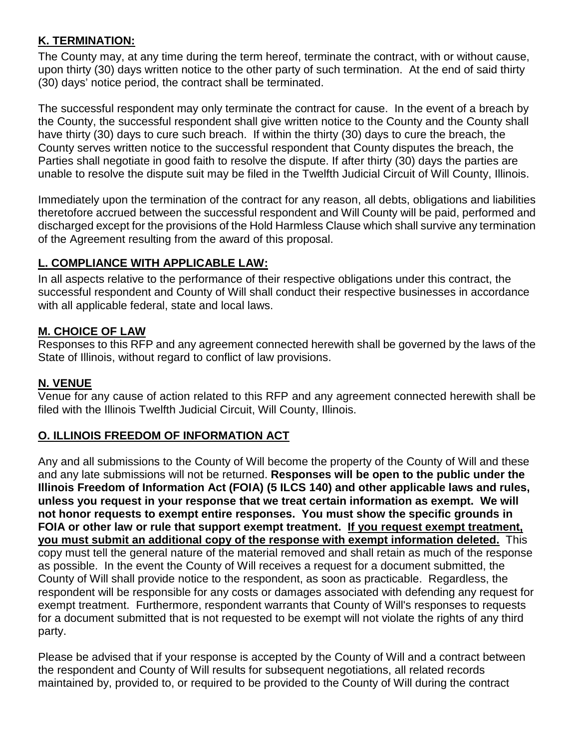## K. TERMINATION:

The County may, at any time during the term hereof, terminate the contract, with or without cause, upon thirty (30) days written notice to the other party of such termination. At the end of said thirty (30) days' notice period, the contract shall be terminated.

The successful respondent may only terminate the contract for cause. In the event of a breach by the County, the successful respondent shall give written notice to the County and the County shall have thirty (30) days to cure such breach. If within the thirty (30) days to cure the breach, the County serves written notice to the successful respondent that County disputes the breach, the Parties shall negotiate in good faith to resolve the dispute. If after thirty (30) days the parties are unable to resolve the dispute suit may be filed in the Twelfth Judicial Circuit of Will County, Illinois.

Immediately upon the termination of the contract for any reason, all debts, obligations and liabilities theretofore accrued between the successful respondent and Will County will be paid, performed and discharged except for the provisions of the Hold Harmless Clause which shall survive any termination of the Agreement resulting from the award of this proposal.

## L. COMPLIANCE WITH APPLICABLE LAW:

In all aspects relative to the performance of their respective obligations under this contract, the successful respondent and County of Will shall conduct their respective businesses in accordance with all applicable federal, state and local laws.

## M. CHOICE OF LAW

Responses to this RFP and any agreement connected herewith shall be governed by the laws of the State of Illinois, without regard to conflict of law provisions.

## N. VENUE

Venue for any cause of action related to this RFP and any agreement connected herewith shall be filed with the Illinois Twelfth Judicial Circuit, Will County, Illinois.

## O. ILLINOIS FREEDOM OF INFORMATION ACT

Any and all submissions to the County of Will become the property of the County of Will and these and any late submissions will not be returned. **Responses will be open to the public under the Illinois Freedom of Information Act (FOIA) (5 ILCS 140) and other applicable laws and rules, unless you request in your response that we treat certain information as exempt. We will not honor requests to exempt entire responses. You must show the specific grounds in FOIA or other law or rule that support exempt treatment. If you request exempt treatment, you must submit an additional copy of the response with exempt information deleted.** This copy must tell the general nature of the material removed and shall retain as much of the response as possible. In the event the County of Will receives a request for a document submitted, the County of Will shall provide notice to the respondent, as soon as practicable. Regardless, the respondent will be responsible for any costs or damages associated with defending any request for exempt treatment. Furthermore, respondent warrants that County of Will's responses to requests for a document submitted that is not requested to be exempt will not violate the rights of any third party.

Please be advised that if your response is accepted by the County of Will and a contract between the respondent and County of Will results for subsequent negotiations, all related records maintained by, provided to, or required to be provided to the County of Will during the contract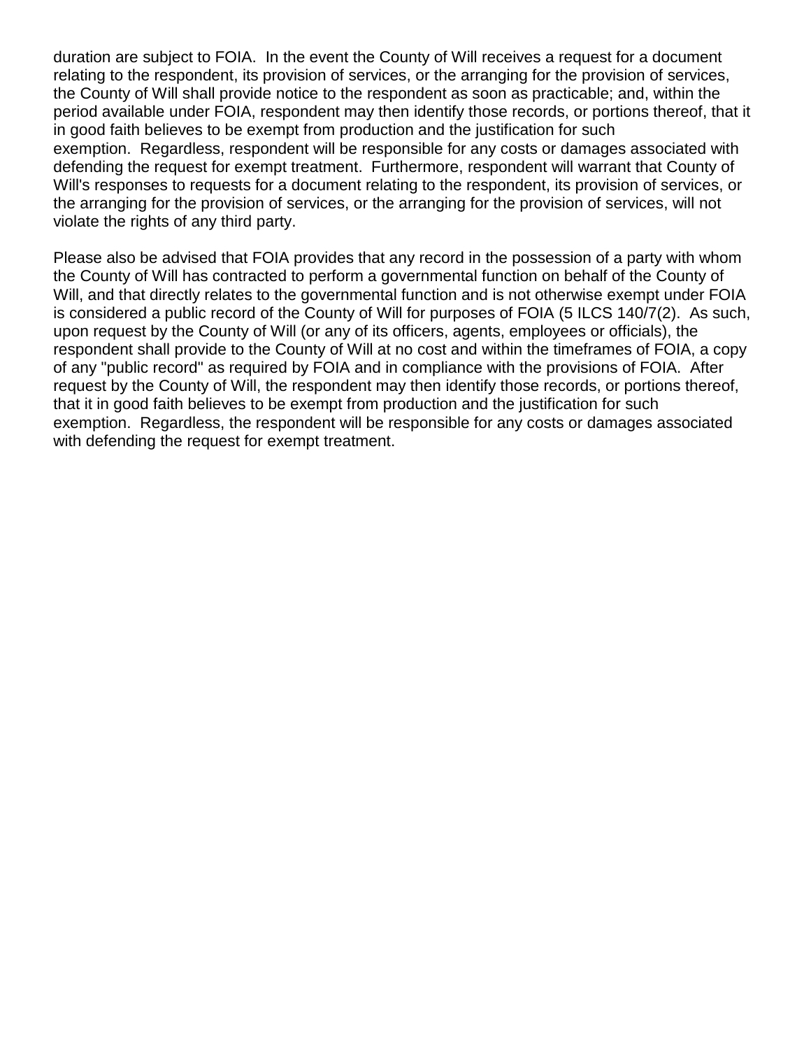duration are subject to FOIA. In the event the County of Will receives a request for a document relating to the respondent, its provision of services, or the arranging for the provision of services, the County of Will shall provide notice to the respondent as soon as practicable; and, within the period available under FOIA, respondent may then identify those records, or portions thereof, that it in good faith believes to be exempt from production and the justification for such exemption. Regardless, respondent will be responsible for any costs or damages associated with defending the request for exempt treatment. Furthermore, respondent will warrant that County of Will's responses to requests for a document relating to the respondent, its provision of services, or the arranging for the provision of services, or the arranging for the provision of services, will not violate the rights of any third party.

Please also be advised that FOIA provides that any record in the possession of a party with whom the County of Will has contracted to perform a governmental function on behalf of the County of Will, and that directly relates to the governmental function and is not otherwise exempt under FOIA is considered a public record of the County of Will for purposes of FOIA (5 ILCS 140/7(2). As such, upon request by the County of Will (or any of its officers, agents, employees or officials), the respondent shall provide to the County of Will at no cost and within the timeframes of FOIA, a copy of any "public record" as required by FOIA and in compliance with the provisions of FOIA. After request by the County of Will, the respondent may then identify those records, or portions thereof, that it in good faith believes to be exempt from production and the justification for such exemption. Regardless, the respondent will be responsible for any costs or damages associated with defending the request for exempt treatment.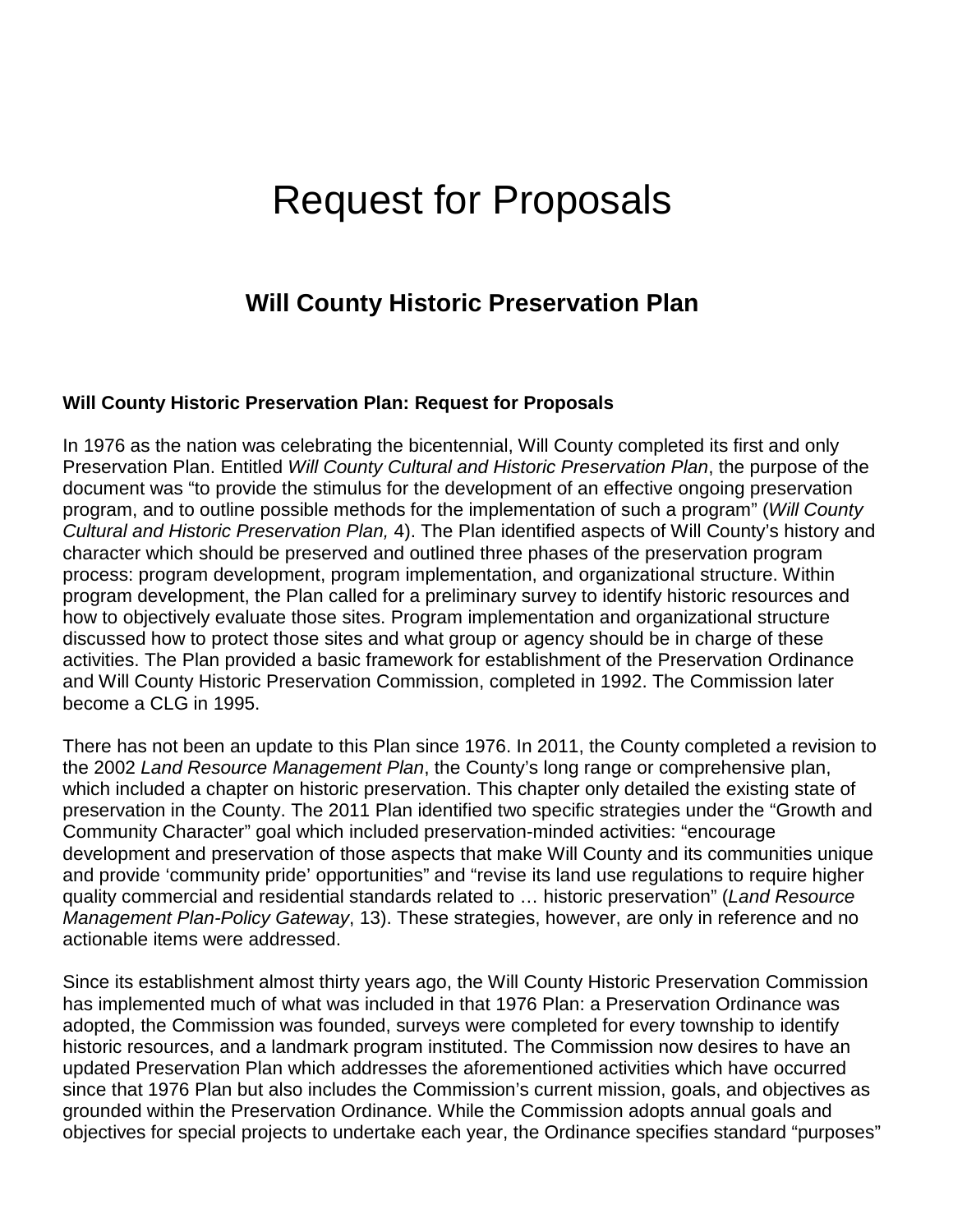# Request for Proposals

## Will County Historic Preservation Plan

**Will County Historic Preservation Plan: Request for Proposals**

In 1976 as the nation was celebrating the bicentennial, Will County completed its first and only Preservation Plan. Entitled *Will County Cultural and Historic Preservation Plan*, the purpose of the document was "to provide the stimulus for the development of an effective ongoing preservation program, and to outline possible methods for the implementation of such a program" (*Will County Cultural and Historic Preservation Plan,* 4). The Plan identified aspects of Will County's history and character which should be preserved and outlined three phases of the preservation program process: program development, program implementation, and organizational structure. Within program development, the Plan called for a preliminary survey to identify historic resources and how to objectively evaluate those sites. Program implementation and organizational structure discussed how to protect those sites and what group or agency should be in charge of these activities. The Plan provided a basic framework for establishment of the Preservation Ordinance and Will County Historic Preservation Commission, completed in 1992. The Commission later become a CLG in 1995.

There has not been an update to this Plan since 1976. In 2011, the County completed a revision to the 2002 *Land Resource Management Plan*, the County's long range or comprehensive plan, which included a chapter on historic preservation. This chapter only detailed the existing state of preservation in the County. The 2011 Plan identified two specific strategies under the "Growth and Community Character" goal which included preservation-minded activities: "encourage development and preservation of those aspects that make Will County and its communities unique and provide 'community pride' opportunities" and "revise its land use regulations to require higher quality commercial and residential standards related to … historic preservation" (*Land Resource Management Plan-Policy Gateway*, 13). These strategies, however, are only in reference and no actionable items were addressed.

Since its establishment almost thirty years ago, the Will County Historic Preservation Commission has implemented much of what was included in that 1976 Plan: a Preservation Ordinance was adopted, the Commission was founded, surveys were completed for every township to identify historic resources, and a landmark program instituted. The Commission now desires to have an updated Preservation Plan which addresses the aforementioned activities which have occurred since that 1976 Plan but also includes the Commission's current mission, goals, and objectives as grounded within the Preservation Ordinance. While the Commission adopts annual goals and objectives for special projects to undertake each year, the Ordinance specifies standard "purposes"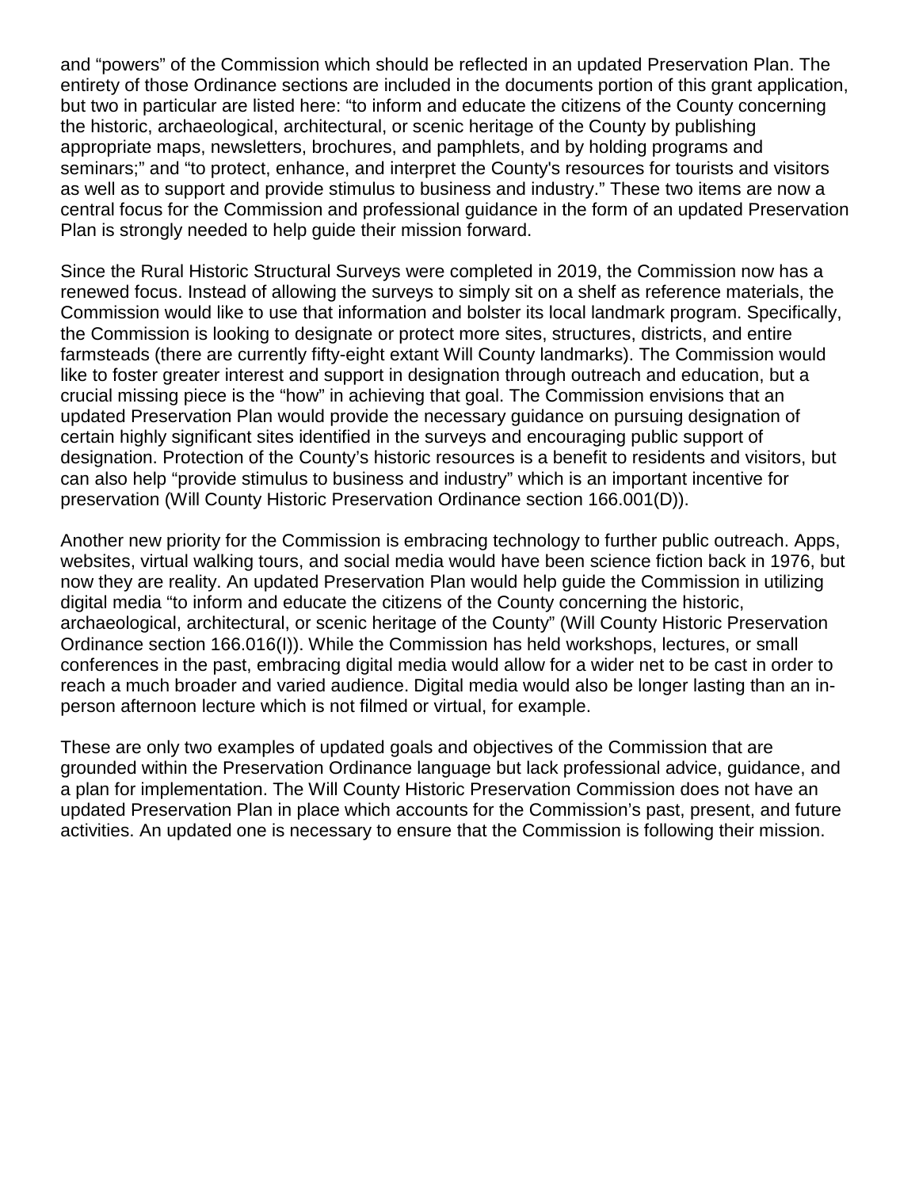and “powers” of the Commission which should be reflected in an updated Preservation Plan. The entirety of those Ordinance sections are included in the documents portion of this grant application, but two in particular are listed here: “to inform and educate the citizens of the County concerning the historic, archaeological, architectural, or scenic heritage of the County by publishing appropriate maps, newsletters, brochures, and pamphlets, and by holding programs and seminars;” and “to protect, enhance, and interpret the County's resources for tourists and visitors as well as to support and provide stimulus to business and industry.” These two items are now a central focus for the Commission and professional guidance in the form of an updated Preservation Plan is strongly needed to help guide their mission forward.

Since the Rural Historic Structural Surveys were completed in 2019, the Commission now has a renewed focus. Instead of allowing the surveys to simply sit on a shelf as reference materials, the Commission would like to use that information and bolster its local landmark program. Specifically, the Commission is looking to designate or protect more sites, structures, districts, and entire farmsteads (there are currently fifty-eight extant Will County landmarks). The Commission would like to foster greater interest and support in designation through outreach and education, but a crucial missing piece is the “how” in achieving that goal. The Commission envisions that an updated Preservation Plan would provide the necessary guidance on pursuing designation of certain highly significant sites identified in the surveys and encouraging public support of designation. Protection of the County’s historic resources is a benefit to residents and visitors, but can also help “provide stimulus to business and industry” which is an important incentive for preservation (Will County Historic Preservation Ordinance section 166.001(D)).

Another new priority for the Commission is embracing technology to further public outreach. Apps, websites, virtual walking tours, and social media would have been science fiction back in 1976, but now they are reality. An updated Preservation Plan would help guide the Commission in utilizing digital media “to inform and educate the citizens of the County concerning the historic, archaeological, architectural, or scenic heritage of the County” (Will County Historic Preservation Ordinance section 166.016(I)). While the Commission has held workshops, lectures, or small conferences in the past, embracing digital media would allow for a wider net to be cast in order to reach a much broader and varied audience. Digital media would also be longer lasting than an in-person afternoon lecture which is not filmed or virtual, for example.

These are only two examples of updated goals and objectives of the Commission that are grounded within the Preservation Ordinance language but lack professional advice, guidance, and a plan for implementation. The Will County Historic Preservation Commission does not have an updated Preservation Plan in place which accounts for the Commission’s past, present, and future activities. An updated one is necessary to ensure that the Commission is following their mission.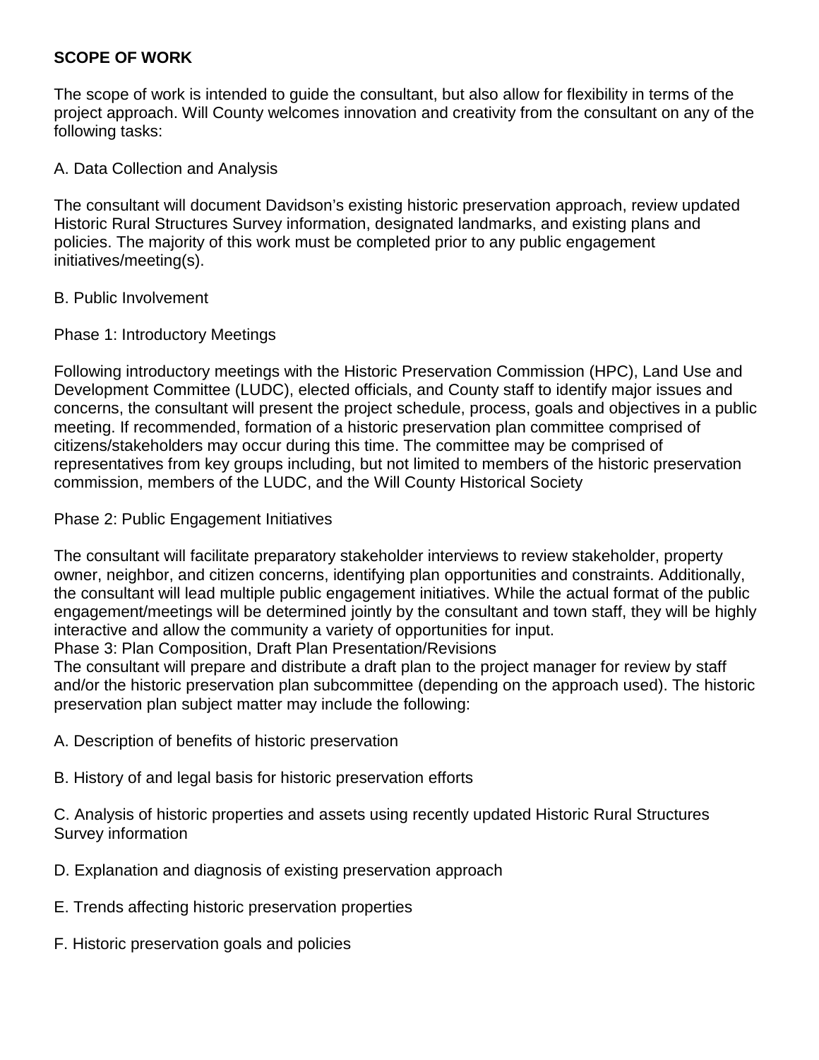**SCOPE OF WORK**

The scope of work is intended to guide the consultant, but also allow for flexibility in terms of the project approach. Will County welcomes innovation and creativity from the consultant on any of the following tasks:

A. Data Collection and Analysis

The consultant will document Davidson's existing historic preservation approach, review updated Historic Rural Structures Survey information, designated landmarks, and existing plans and policies. The majority of this work must be completed prior to any public engagement initiatives/meeting(s).

B. Public Involvement

Phase 1: Introductory Meetings

Following introductory meetings with the Historic Preservation Commission (HPC), Land Use and Development Committee (LUDC), elected officials, and County staff to identify major issues and concerns, the consultant will present the project schedule, process, goals and objectives in a public meeting. If recommended, formation of a historic preservation plan committee comprised of citizens/stakeholders may occur during this time. The committee may be comprised of representatives from key groups including, but not limited to members of the historic preservation commission, members of the LUDC, and the Will County Historical Society

Phase 2: Public Engagement Initiatives

The consultant will facilitate preparatory stakeholder interviews to review stakeholder, property owner, neighbor, and citizen concerns, identifying plan opportunities and constraints. Additionally, the consultant will lead multiple public engagement initiatives. While the actual format of the public engagement/meetings will be determined jointly by the consultant and town staff, they will be highly interactive and allow the community a variety of opportunities for input.

Phase 3: Plan Composition, Draft Plan Presentation/Revisions

The consultant will prepare and distribute a draft plan to the project manager for review by staff and/or the historic preservation plan subcommittee (depending on the approach used). The historic preservation plan subject matter may include the following:

A. Description of benefits of historic preservation

B. History of and legal basis for historic preservation efforts

C. Analysis of historic properties and assets using recently updated Historic Rural Structures Survey information

D. Explanation and diagnosis of existing preservation approach

E. Trends affecting historic preservation properties

F. Historic preservation goals and policies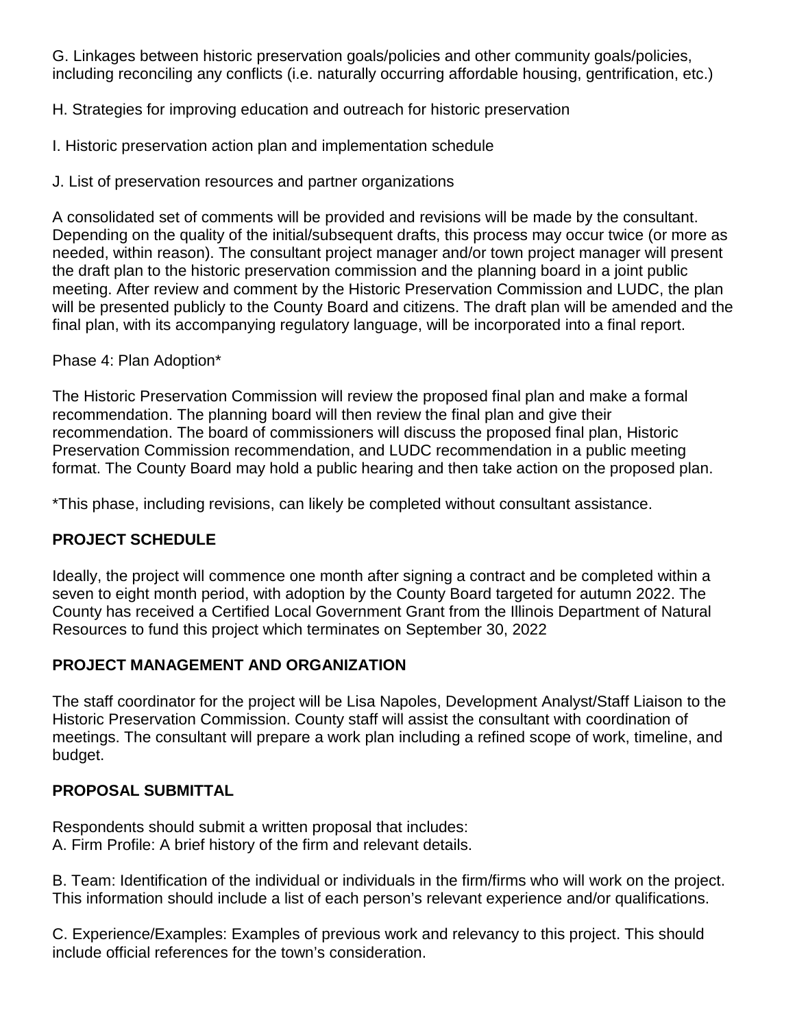G. Linkages between historic preservation goals/policies and other community goals/policies, including reconciling any conflicts (i.e. naturally occurring affordable housing, gentrification, etc.)

H. Strategies for improving education and outreach for historic preservation

I. Historic preservation action plan and implementation schedule

J. List of preservation resources and partner organizations

A consolidated set of comments will be provided and revisions will be made by the consultant. Depending on the quality of the initial/subsequent drafts, this process may occur twice (or more as needed, within reason). The consultant project manager and/or town project manager will present the draft plan to the historic preservation commission and the planning board in a joint public meeting. After review and comment by the Historic Preservation Commission and LUDC, the plan will be presented publicly to the County Board and citizens. The draft plan will be amended and the final plan, with its accompanying regulatory language, will be incorporated into a final report.

Phase 4: Plan Adoption*

The Historic Preservation Commission will review the proposed final plan and make a formal recommendation. The planning board will then review the final plan and give their recommendation. The board of commissioners will discuss the proposed final plan, Historic Preservation Commission recommendation, and LUDC recommendation in a public meeting format. The County Board may hold a public hearing and then take action on the proposed plan.

*This phase, including revisions, can likely be completed without consultant assistance.

**PROJECT SCHEDULE**

Ideally, the project will commence one month after signing a contract and be completed within a seven to eight month period, with adoption by the County Board targeted for autumn 2022. The County has received a Certified Local Government Grant from the Illinois Department of Natural Resources to fund this project which terminates on September 30, 2022

**PROJECT MANAGEMENT AND ORGANIZATION**

The staff coordinator for the project will be Lisa Napoles, Development Analyst/Staff Liaison to the Historic Preservation Commission. County staff will assist the consultant with coordination of meetings. The consultant will prepare a work plan including a refined scope of work, timeline, and budget.

**PROPOSAL SUBMITTAL**

Respondents should submit a written proposal that includes:
A. Firm Profile: A brief history of the firm and relevant details.

B. Team: Identification of the individual or individuals in the firm/firms who will work on the project. This information should include a list of each person's relevant experience and/or qualifications.

C. Experience/Examples: Examples of previous work and relevancy to this project. This should include official references for the town's consideration.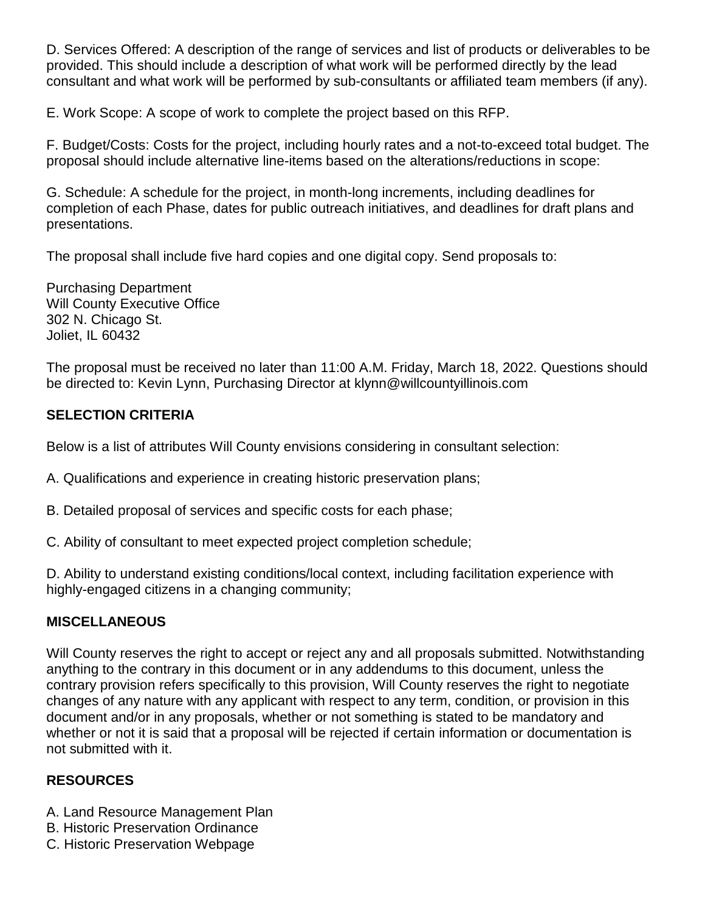D. Services Offered: A description of the range of services and list of products or deliverables to be provided. This should include a description of what work will be performed directly by the lead consultant and what work will be performed by sub-consultants or affiliated team members (if any).

E. Work Scope: A scope of work to complete the project based on this RFP.

F. Budget/Costs: Costs for the project, including hourly rates and a not-to-exceed total budget. The proposal should include alternative line-items based on the alterations/reductions in scope:

G. Schedule: A schedule for the project, in month-long increments, including deadlines for completion of each Phase, dates for public outreach initiatives, and deadlines for draft plans and presentations.

The proposal shall include five hard copies and one digital copy. Send proposals to:

Purchasing Department
Will County Executive Office
302 N. Chicago St.
Joliet, IL 60432

The proposal must be received no later than 11:00 A.M. Friday, March 18, 2022. Questions should be directed to: Kevin Lynn, Purchasing Director at klynn@willcountyillinois.com

## SELECTION CRITERIA

Below is a list of attributes Will County envisions considering in consultant selection:

A. Qualifications and experience in creating historic preservation plans;

B. Detailed proposal of services and specific costs for each phase;

C. Ability of consultant to meet expected project completion schedule;

D. Ability to understand existing conditions/local context, including facilitation experience with highly-engaged citizens in a changing community;

## MISCELLANEOUS

Will County reserves the right to accept or reject any and all proposals submitted. Notwithstanding anything to the contrary in this document or in any addendums to this document, unless the contrary provision refers specifically to this provision, Will County reserves the right to negotiate changes of any nature with any applicant with respect to any term, condition, or provision in this document and/or in any proposals, whether or not something is stated to be mandatory and whether or not it is said that a proposal will be rejected if certain information or documentation is not submitted with it.

## RESOURCES

A. Land Resource Management Plan
B. Historic Preservation Ordinance
C. Historic Preservation Webpage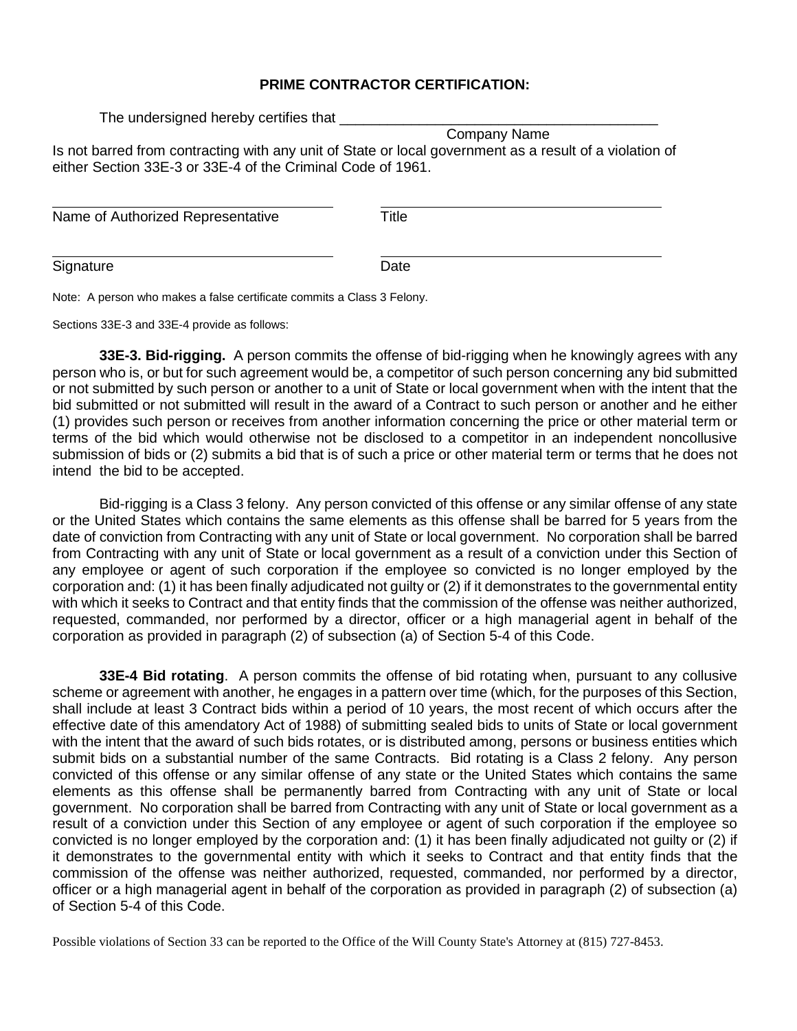## PRIME CONTRACTOR CERTIFICATION:

The undersigned hereby certifies that ________________________________________
Company Name

Is not barred from contracting with any unit of State or local government as a result of a violation of either Section 33E-3 or 33E-4 of the Criminal Code of 1961.

| ______________________________ | ______________________________ |
|---|---|
| Name of Authorized Representative | Title |
| ______________________________ | ______________________________ |
| Signature | Date |

Note: A person who makes a false certificate commits a Class 3 Felony.

Sections 33E-3 and 33E-4 provide as follows:

**33E-3. Bid-rigging.** A person commits the offense of bid-rigging when he knowingly agrees with any person who is, or but for such agreement would be, a competitor of such person concerning any bid submitted or not submitted by such person or another to a unit of State or local government when with the intent that the bid submitted or not submitted will result in the award of a Contract to such person or another and he either (1) provides such person or receives from another information concerning the price or other material term or terms of the bid which would otherwise not be disclosed to a competitor in an independent noncollusive submission of bids or (2) submits a bid that is of such a price or other material term or terms that he does not intend the bid to be accepted.

Bid-rigging is a Class 3 felony. Any person convicted of this offense or any similar offense of any state or the United States which contains the same elements as this offense shall be barred for 5 years from the date of conviction from Contracting with any unit of State or local government. No corporation shall be barred from Contracting with any unit of State or local government as a result of a conviction under this Section of any employee or agent of such corporation if the employee so convicted is no longer employed by the corporation and: (1) it has been finally adjudicated not guilty or (2) if it demonstrates to the governmental entity with which it seeks to Contract and that entity finds that the commission of the offense was neither authorized, requested, commanded, nor performed by a director, officer or a high managerial agent in behalf of the corporation as provided in paragraph (2) of subsection (a) of Section 5-4 of this Code.

**33E-4 Bid rotating**. A person commits the offense of bid rotating when, pursuant to any collusive scheme or agreement with another, he engages in a pattern over time (which, for the purposes of this Section, shall include at least 3 Contract bids within a period of 10 years, the most recent of which occurs after the effective date of this amendatory Act of 1988) of submitting sealed bids to units of State or local government with the intent that the award of such bids rotates, or is distributed among, persons or business entities which submit bids on a substantial number of the same Contracts. Bid rotating is a Class 2 felony. Any person convicted of this offense or any similar offense of any state or the United States which contains the same elements as this offense shall be permanently barred from Contracting with any unit of State or local government. No corporation shall be barred from Contracting with any unit of State or local government as a result of a conviction under this Section of any employee or agent of such corporation if the employee so convicted is no longer employed by the corporation and: (1) it has been finally adjudicated not guilty or (2) if it demonstrates to the governmental entity with which it seeks to Contract and that entity finds that the commission of the offense was neither authorized, requested, commanded, nor performed by a director, officer or a high managerial agent in behalf of the corporation as provided in paragraph (2) of subsection (a) of Section 5-4 of this Code.

Possible violations of Section 33 can be reported to the Office of the Will County State's Attorney at (815) 727-8453.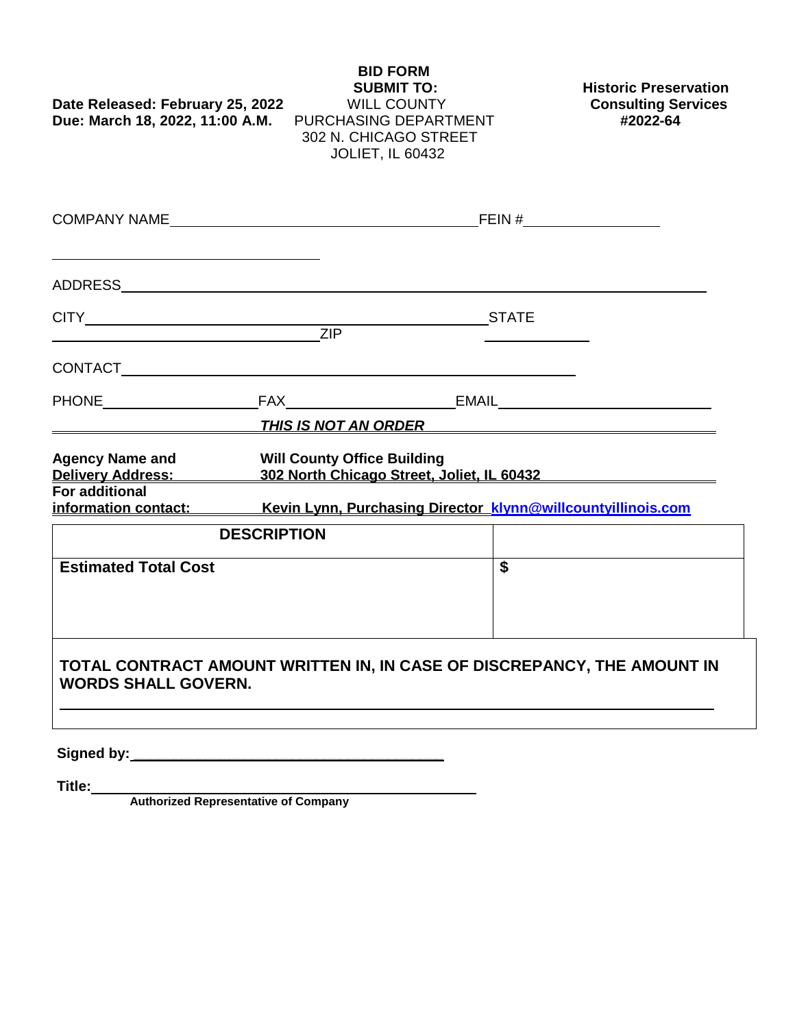**Date Released: February 25, 2022**
**Due: March 18, 2022, 11:00 A.M.**

**BID FORM**
**SUBMIT TO:**
WILL COUNTY
PURCHASING DEPARTMENT
302 N. CHICAGO STREET
JOLIET, IL 60432

**Historic Preservation Consulting Services #2022-64**

COMPANY NAME______________________________ FEIN #________________

ADDRESS__________________________________________________________

CITY______________________________ STATE__________ ZIP__________

CONTACT__________________________________________________

PHONE________________ FAX________________ EMAIL____________________

***THIS IS NOT AN ORDER***

**Agency Name and Delivery Address:** **Will County Office Building 302 North Chicago Street, Joliet, IL 60432**

**For additional information contact:** **Kevin Lynn, Purchasing Director klynn@willcountyillinois.com**

| DESCRIPTION | |
|---|---|
| **Estimated Total Cost** | **$** |

**TOTAL CONTRACT AMOUNT WRITTEN IN, IN CASE OF DISCREPANCY, THE AMOUNT IN WORDS SHALL GOVERN.**

__________________________________________________________________

**Signed by:**________________________________________

**Title:**________________________________________
**Authorized Representative of Company**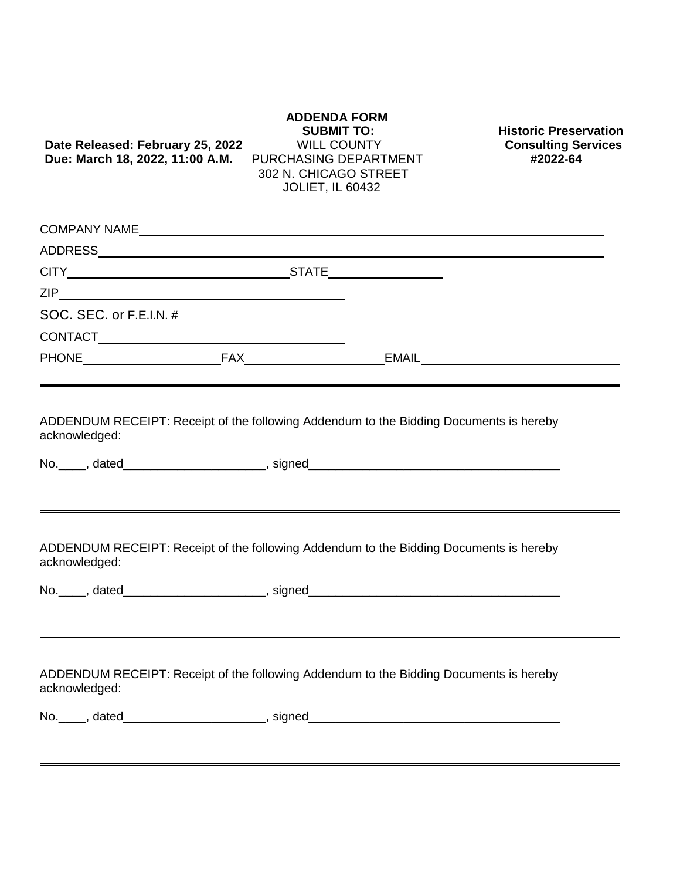**Date Released: February 25, 2022**
**Due: March 18, 2022, 11:00 A.M.**

**ADDENDA FORM**
**SUBMIT TO:**
WILL COUNTY
PURCHASING DEPARTMENT
302 N. CHICAGO STREET
JOLIET, IL 60432

**Historic Preservation Consulting Services #2022-64**

COMPANY NAME\_\_\_\_\_\_\_\_\_\_\_\_\_\_\_\_\_\_\_\_\_\_\_\_\_\_\_\_\_\_\_\_\_\_\_\_\_\_\_\_\_\_\_\_\_\_\_\_\_\_\_\_\_\_\_\_\_\_\_\_

ADDRESS\_\_\_\_\_\_\_\_\_\_\_\_\_\_\_\_\_\_\_\_\_\_\_\_\_\_\_\_\_\_\_\_\_\_\_\_\_\_\_\_\_\_\_\_\_\_\_\_\_\_\_\_\_\_\_\_\_\_\_\_\_\_\_\_\_\_

CITY\_\_\_\_\_\_\_\_\_\_\_\_\_\_\_\_\_\_\_\_\_\_\_\_\_\_\_\_STATE\_\_\_\_\_\_\_\_\_\_\_\_\_\_\_

ZIP\_\_\_\_\_\_\_\_\_\_\_\_\_\_\_\_\_\_\_\_\_\_\_\_\_\_\_\_\_\_\_\_\_\_\_\_

SOC. SEC. or F.E.I.N. #\_\_\_\_\_\_\_\_\_\_\_\_\_\_\_\_\_\_\_\_\_\_\_\_\_\_\_\_\_\_\_\_\_\_\_\_\_\_\_\_\_\_\_\_\_\_\_\_\_\_\_\_

CONTACT\_\_\_\_\_\_\_\_\_\_\_\_\_\_\_\_\_\_\_\_\_\_\_\_\_\_\_\_\_\_\_\_

PHONE\_\_\_\_\_\_\_\_\_\_\_\_\_\_\_\_\_\_FAX\_\_\_\_\_\_\_\_\_\_\_\_\_\_\_\_\_\_EMAIL\_\_\_\_\_\_\_\_\_\_\_\_\_\_\_\_\_\_\_\_\_\_\_\_\_\_\_\_

---

ADDENDUM RECEIPT: Receipt of the following Addendum to the Bidding Documents is hereby acknowledged:

No.\_\_\_\_, dated\_\_\_\_\_\_\_\_\_\_\_\_\_\_\_\_\_\_\_\_\_, signed\_\_\_\_\_\_\_\_\_\_\_\_\_\_\_\_\_\_\_\_\_\_\_\_\_\_\_\_\_\_\_\_\_\_\_\_\_\_

---

ADDENDUM RECEIPT: Receipt of the following Addendum to the Bidding Documents is hereby acknowledged:

No.\_\_\_\_, dated\_\_\_\_\_\_\_\_\_\_\_\_\_\_\_\_\_\_\_\_\_, signed\_\_\_\_\_\_\_\_\_\_\_\_\_\_\_\_\_\_\_\_\_\_\_\_\_\_\_\_\_\_\_\_\_\_\_\_\_\_

---

ADDENDUM RECEIPT: Receipt of the following Addendum to the Bidding Documents is hereby acknowledged:

No.\_\_\_\_, dated\_\_\_\_\_\_\_\_\_\_\_\_\_\_\_\_\_\_\_\_\_, signed\_\_\_\_\_\_\_\_\_\_\_\_\_\_\_\_\_\_\_\_\_\_\_\_\_\_\_\_\_\_\_\_\_\_\_\_\_\_

---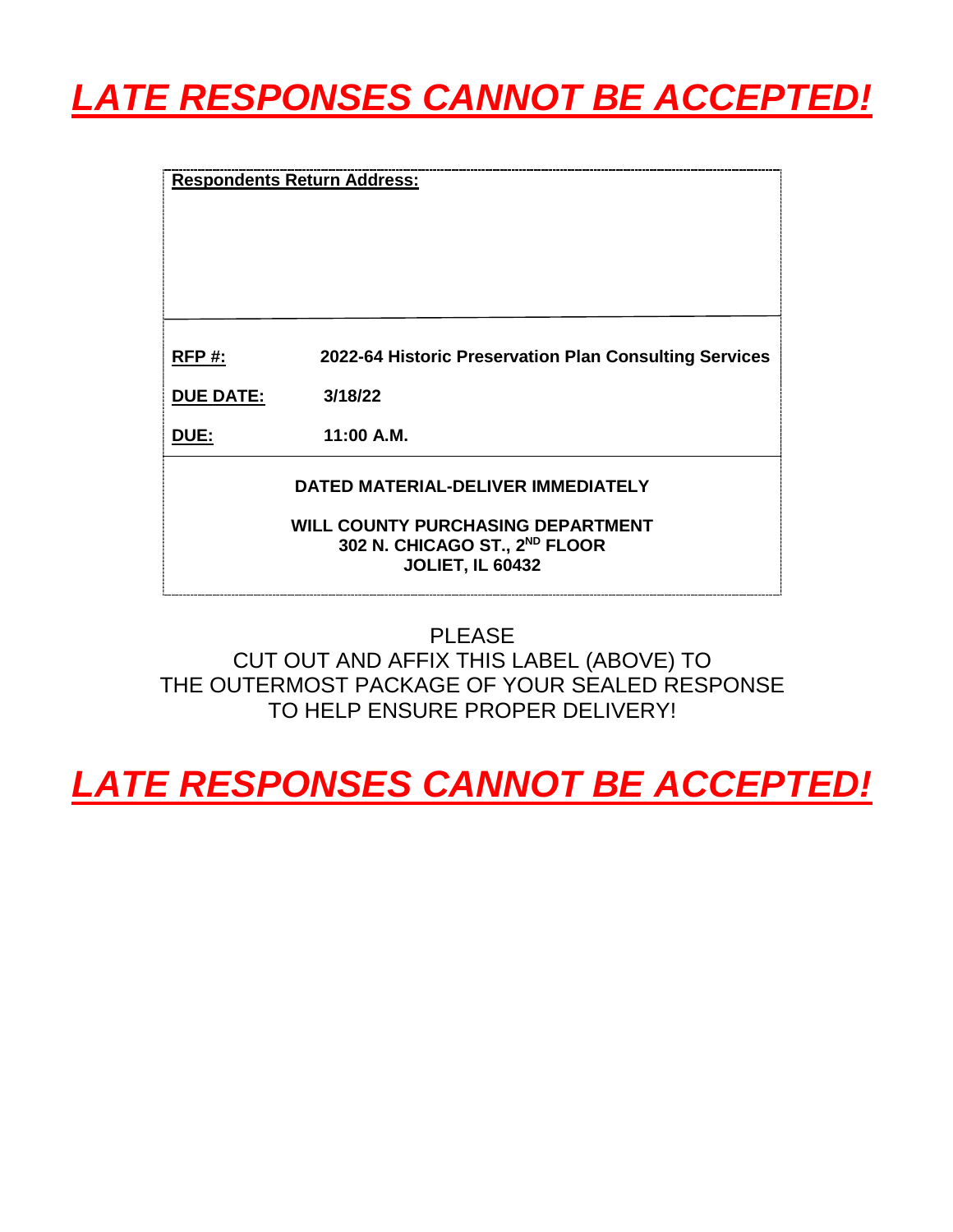# ***LATE RESPONSES CANNOT BE ACCEPTED!***

**Respondents Return Address:**

| | |
|---|---|
| **RFP #:** | **2022-64 Historic Preservation Plan Consulting Services** |
| **DUE DATE:** | **3/18/22** |
| **DUE:** | **11:00 A.M.** |

**DATED MATERIAL-DELIVER IMMEDIATELY**

**WILL COUNTY PURCHASING DEPARTMENT**
**302 N. CHICAGO ST., 2ND FLOOR**
**JOLIET, IL 60432**

PLEASE
CUT OUT AND AFFIX THIS LABEL (ABOVE) TO
THE OUTERMOST PACKAGE OF YOUR SEALED RESPONSE
TO HELP ENSURE PROPER DELIVERY!

# ***LATE RESPONSES CANNOT BE ACCEPTED!***